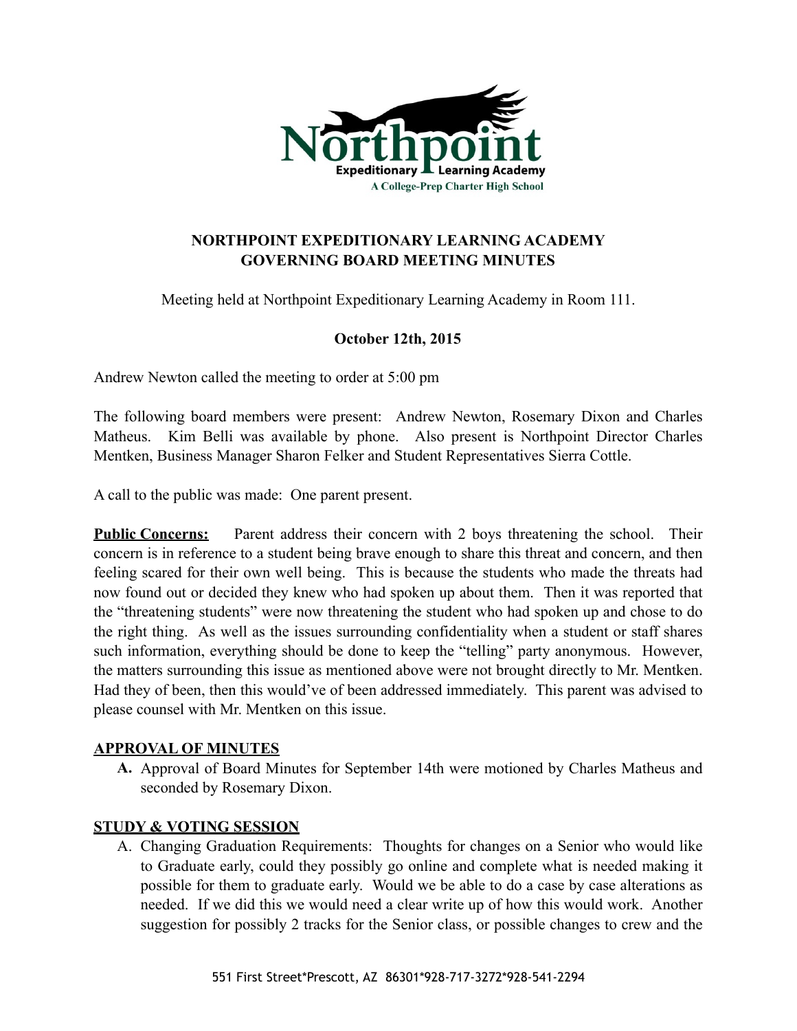Northpoint Expeditionary Learning Academy
A College-Prep Charter High School

# NORTHPOINT EXPEDITIONARY LEARNING ACADEMY
# GOVERNING BOARD MEETING MINUTES

Meeting held at Northpoint Expeditionary Learning Academy in Room 111.

**October 12th, 2015**

Andrew Newton called the meeting to order at 5:00 pm

The following board members were present: Andrew Newton, Rosemary Dixon and Charles Matheus. Kim Belli was available by phone. Also present is Northpoint Director Charles Mentken, Business Manager Sharon Felker and Student Representatives Sierra Cottle.

A call to the public was made: One parent present.

**Public Concerns:** Parent address their concern with 2 boys threatening the school. Their concern is in reference to a student being brave enough to share this threat and concern, and then feeling scared for their own well being. This is because the students who made the threats had now found out or decided they knew who had spoken up about them. Then it was reported that the "threatening students" were now threatening the student who had spoken up and chose to do the right thing. As well as the issues surrounding confidentiality when a student or staff shares such information, everything should be done to keep the "telling" party anonymous. However, the matters surrounding this issue as mentioned above were not brought directly to Mr. Mentken. Had they of been, then this would've of been addressed immediately. This parent was advised to please counsel with Mr. Mentken on this issue.

## APPROVAL OF MINUTES

**A.** Approval of Board Minutes for September 14th were motioned by Charles Matheus and seconded by Rosemary Dixon.

## STUDY & VOTING SESSION

A. Changing Graduation Requirements: Thoughts for changes on a Senior who would like to Graduate early, could they possibly go online and complete what is needed making it possible for them to graduate early. Would we be able to do a case by case alterations as needed. If we did this we would need a clear write up of how this would work. Another suggestion for possibly 2 tracks for the Senior class, or possible changes to crew and the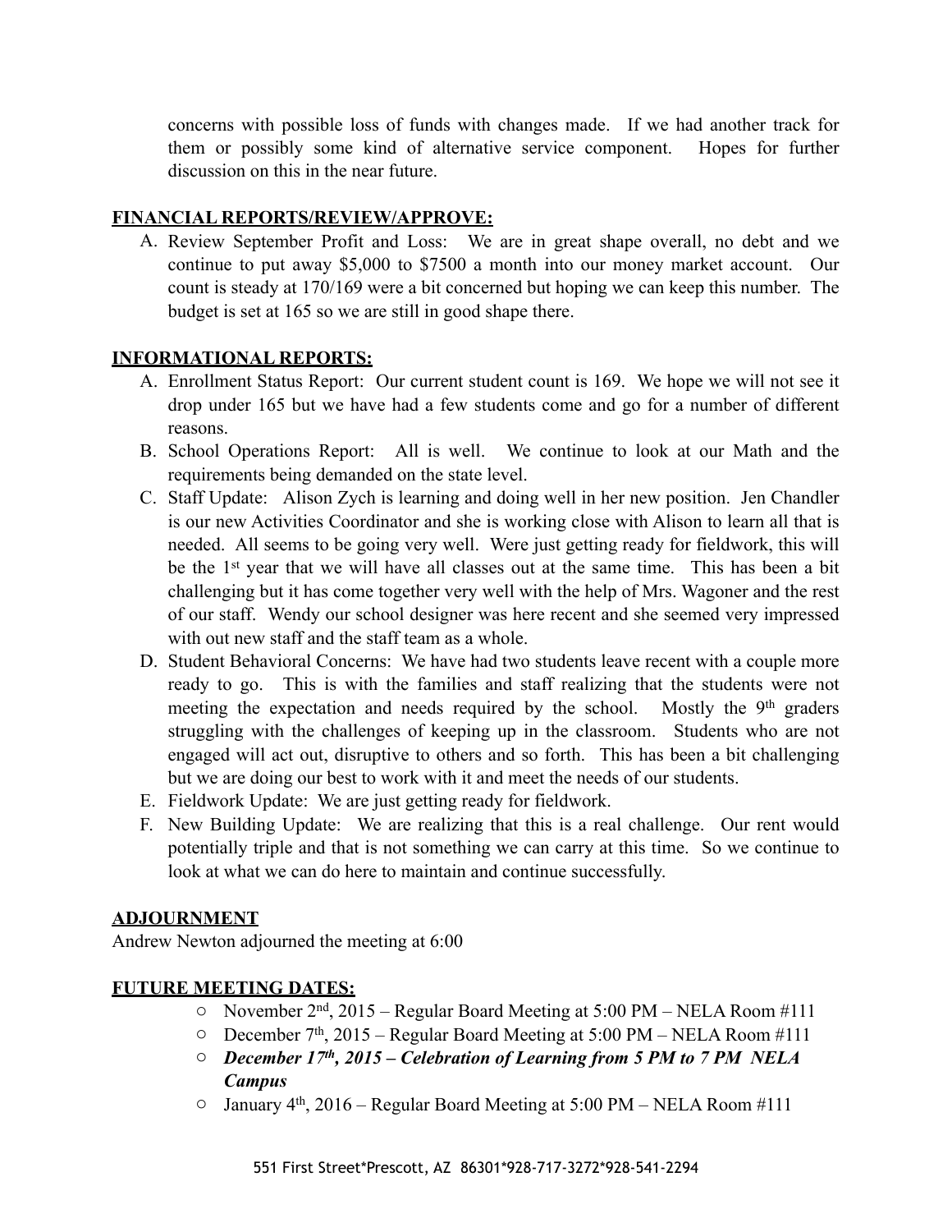concerns with possible loss of funds with changes made. If we had another track for them or possibly some kind of alternative service component. Hopes for further discussion on this in the near future.

**FINANCIAL REPORTS/REVIEW/APPROVE:**

A. Review September Profit and Loss: We are in great shape overall, no debt and we continue to put away $5,000 to $7500 a month into our money market account. Our count is steady at 170/169 were a bit concerned but hoping we can keep this number. The budget is set at 165 so we are still in good shape there.

**INFORMATIONAL REPORTS:**

A. Enrollment Status Report: Our current student count is 169. We hope we will not see it drop under 165 but we have had a few students come and go for a number of different reasons.
B. School Operations Report: All is well. We continue to look at our Math and the requirements being demanded on the state level.
C. Staff Update: Alison Zych is learning and doing well in her new position. Jen Chandler is our new Activities Coordinator and she is working close with Alison to learn all that is needed. All seems to be going very well. Were just getting ready for fieldwork, this will be the 1st year that we will have all classes out at the same time. This has been a bit challenging but it has come together very well with the help of Mrs. Wagoner and the rest of our staff. Wendy our school designer was here recent and she seemed very impressed with out new staff and the staff team as a whole.
D. Student Behavioral Concerns: We have had two students leave recent with a couple more ready to go. This is with the families and staff realizing that the students were not meeting the expectation and needs required by the school. Mostly the 9th graders struggling with the challenges of keeping up in the classroom. Students who are not engaged will act out, disruptive to others and so forth. This has been a bit challenging but we are doing our best to work with it and meet the needs of our students.
E. Fieldwork Update: We are just getting ready for fieldwork.
F. New Building Update: We are realizing that this is a real challenge. Our rent would potentially triple and that is not something we can carry at this time. So we continue to look at what we can do here to maintain and continue successfully.

**ADJOURNMENT**

Andrew Newton adjourned the meeting at 6:00

**FUTURE MEETING DATES:**

- November 2nd, 2015 – Regular Board Meeting at 5:00 PM – NELA Room #111
- December 7th, 2015 – Regular Board Meeting at 5:00 PM – NELA Room #111
- ***December 17th, 2015 – Celebration of Learning from 5 PM to 7 PM NELA Campus***
- January 4th, 2016 – Regular Board Meeting at 5:00 PM – NELA Room #111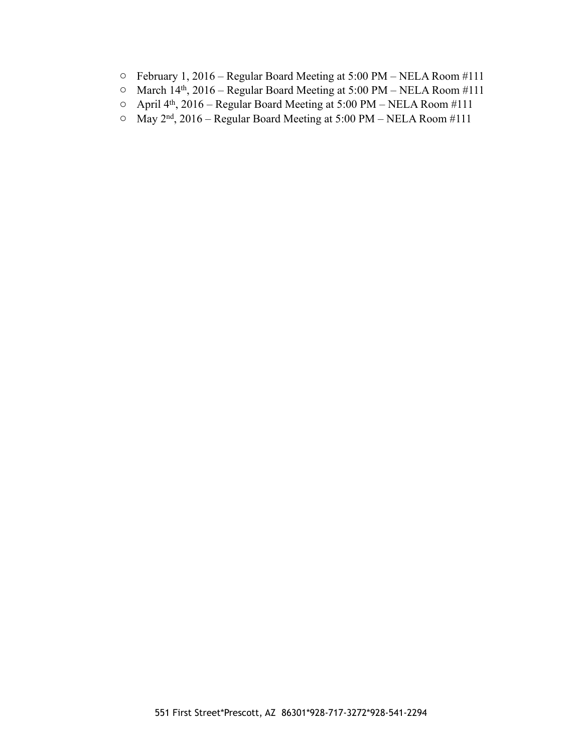- February 1, 2016 – Regular Board Meeting at 5:00 PM – NELA Room #111
- March 14th, 2016 – Regular Board Meeting at 5:00 PM – NELA Room #111
- April 4th, 2016 – Regular Board Meeting at 5:00 PM – NELA Room #111
- May 2nd, 2016 – Regular Board Meeting at 5:00 PM – NELA Room #111